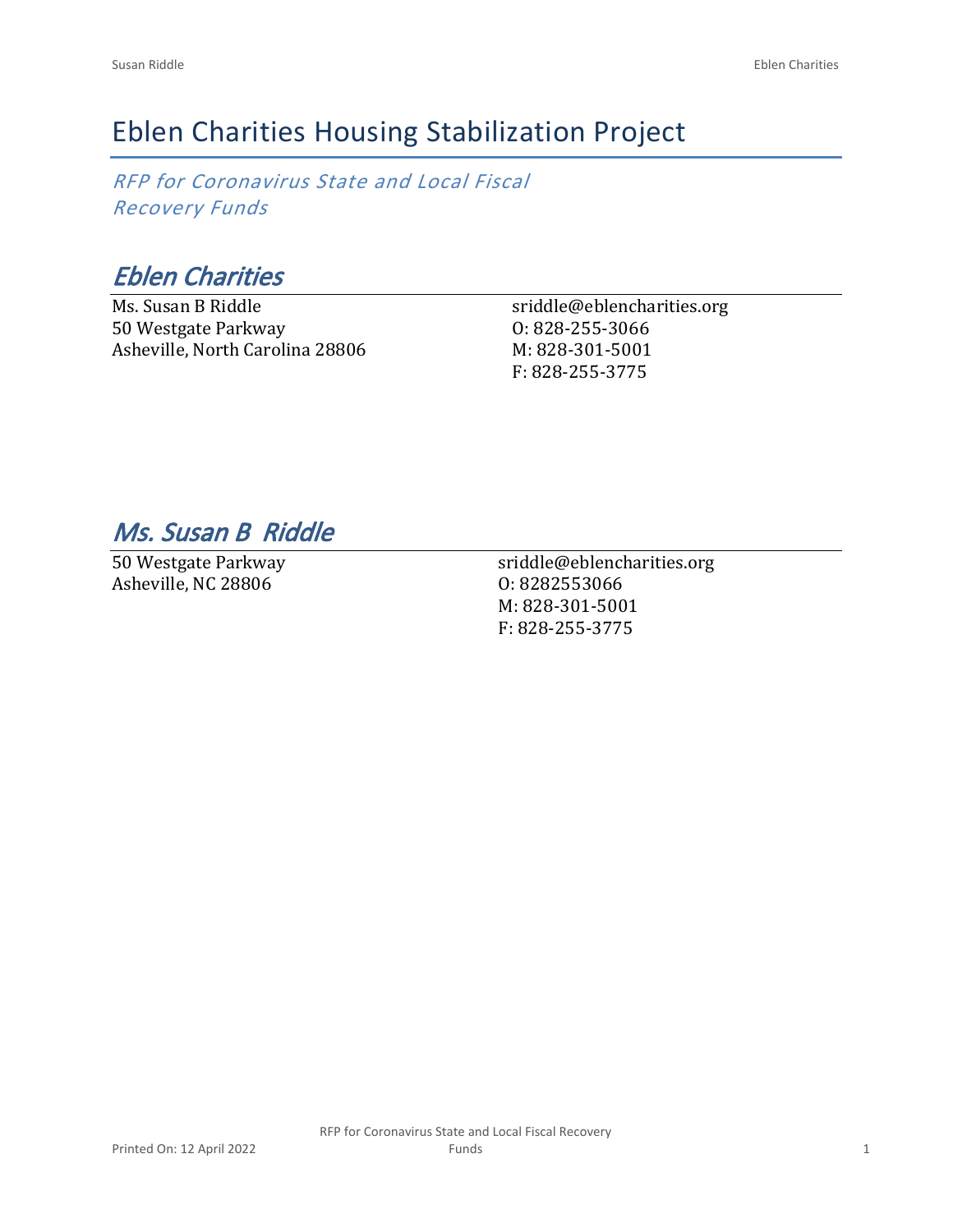# Eblen Charities Housing Stabilization Project

*RFP for Coronavirus State and Local Fiscal Recovery Funds*

## *Eblen Charities*

Ms. Susan B Riddle
50 Westgate Parkway
Asheville, North Carolina 28806

sriddle@eblencharities.org
O: 828-255-3066
M: 828-301-5001
F: 828-255-3775

## *Ms. Susan B Riddle*

50 Westgate Parkway
Asheville, NC 28806

sriddle@eblencharities.org
O: 8282553066
M: 828-301-5001
F: 828-255-3775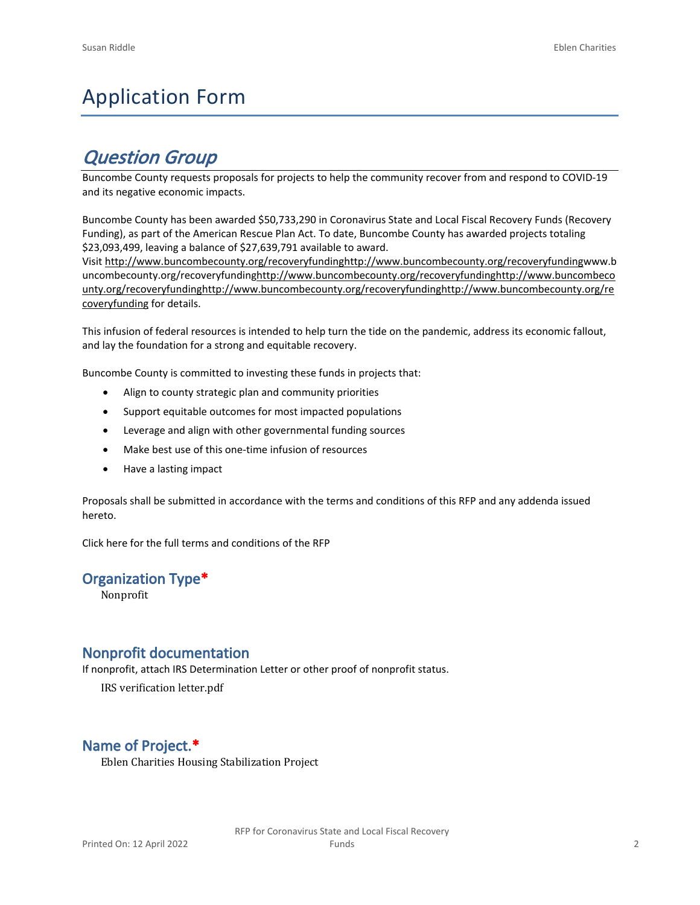# Application Form

## *Question Group*

Buncombe County requests proposals for projects to help the community recover from and respond to COVID-19 and its negative economic impacts.

Buncombe County has been awarded $50,733,290 in Coronavirus State and Local Fiscal Recovery Funds (Recovery Funding), as part of the American Rescue Plan Act. To date, Buncombe County has awarded projects totaling $23,093,499, leaving a balance of $27,639,791 available to award.
Visit http://www.buncombecounty.org/recoveryfundinghttp://www.buncombecounty.org/recoveryfundingwww.buncombecounty.org/recoveryfundinghttp://www.buncombecounty.org/recoveryfundinghttp://www.buncombecounty.org/recoveryfundinghttp://www.buncombecounty.org/recoveryfundinghttp://www.buncombecounty.org/recoveryfunding for details.

This infusion of federal resources is intended to help turn the tide on the pandemic, address its economic fallout, and lay the foundation for a strong and equitable recovery.

Buncombe County is committed to investing these funds in projects that:

- Align to county strategic plan and community priorities
- Support equitable outcomes for most impacted populations
- Leverage and align with other governmental funding sources
- Make best use of this one-time infusion of resources
- Have a lasting impact

Proposals shall be submitted in accordance with the terms and conditions of this RFP and any addenda issued hereto.

Click here for the full terms and conditions of the RFP

### Organization Type*

Nonprofit

### Nonprofit documentation

If nonprofit, attach IRS Determination Letter or other proof of nonprofit status.

IRS verification letter.pdf

### Name of Project.*

Eblen Charities Housing Stabilization Project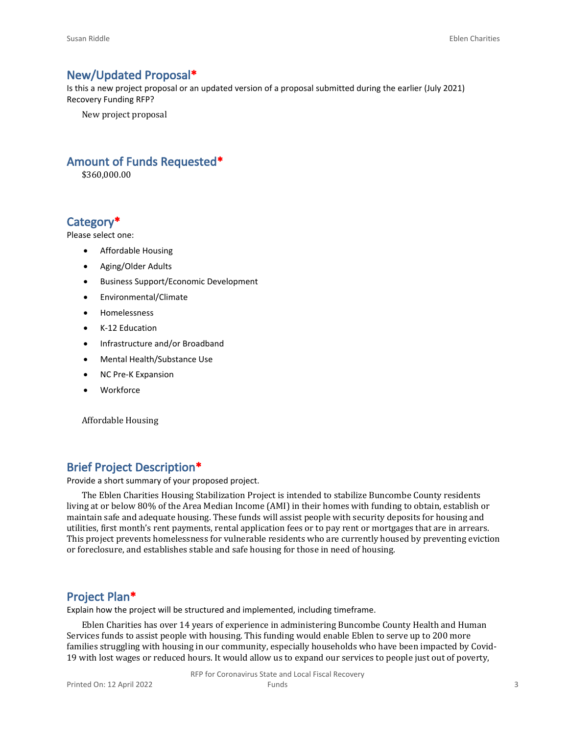## New/Updated Proposal*

Is this a new project proposal or an updated version of a proposal submitted during the earlier (July 2021) Recovery Funding RFP?

New project proposal

## Amount of Funds Requested*

$360,000.00

## Category*

Please select one:

- Affordable Housing
- Aging/Older Adults
- Business Support/Economic Development
- Environmental/Climate
- Homelessness
- K-12 Education
- Infrastructure and/or Broadband
- Mental Health/Substance Use
- NC Pre-K Expansion
- Workforce

Affordable Housing

## Brief Project Description*

Provide a short summary of your proposed project.

The Eblen Charities Housing Stabilization Project is intended to stabilize Buncombe County residents living at or below 80% of the Area Median Income (AMI) in their homes with funding to obtain, establish or maintain safe and adequate housing. These funds will assist people with security deposits for housing and utilities, first month's rent payments, rental application fees or to pay rent or mortgages that are in arrears. This project prevents homelessness for vulnerable residents who are currently housed by preventing eviction or foreclosure, and establishes stable and safe housing for those in need of housing.

## Project Plan*

Explain how the project will be structured and implemented, including timeframe.

Eblen Charities has over 14 years of experience in administering Buncombe County Health and Human Services funds to assist people with housing. This funding would enable Eblen to serve up to 200 more families struggling with housing in our community, especially households who have been impacted by Covid-19 with lost wages or reduced hours. It would allow us to expand our services to people just out of poverty,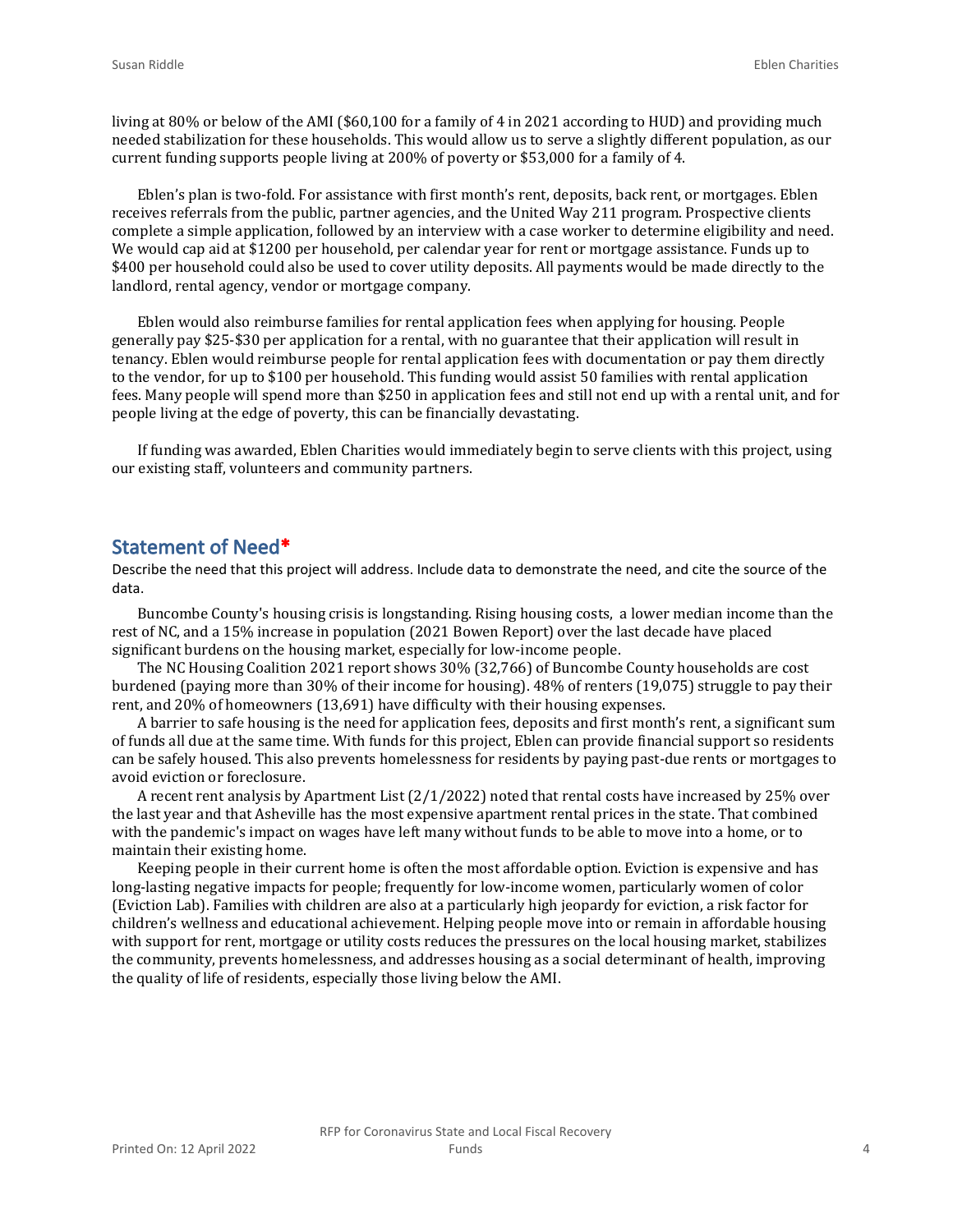living at 80% or below of the AMI ($60,100 for a family of 4 in 2021 according to HUD) and providing much needed stabilization for these households. This would allow us to serve a slightly different population, as our current funding supports people living at 200% of poverty or $53,000 for a family of 4.

Eblen's plan is two-fold. For assistance with first month's rent, deposits, back rent, or mortgages. Eblen receives referrals from the public, partner agencies, and the United Way 211 program. Prospective clients complete a simple application, followed by an interview with a case worker to determine eligibility and need. We would cap aid at $1200 per household, per calendar year for rent or mortgage assistance. Funds up to $400 per household could also be used to cover utility deposits. All payments would be made directly to the landlord, rental agency, vendor or mortgage company.

Eblen would also reimburse families for rental application fees when applying for housing. People generally pay $25-$30 per application for a rental, with no guarantee that their application will result in tenancy. Eblen would reimburse people for rental application fees with documentation or pay them directly to the vendor, for up to $100 per household. This funding would assist 50 families with rental application fees. Many people will spend more than $250 in application fees and still not end up with a rental unit, and for people living at the edge of poverty, this can be financially devastating.

If funding was awarded, Eblen Charities would immediately begin to serve clients with this project, using our existing staff, volunteers and community partners.

## Statement of Need*

Describe the need that this project will address. Include data to demonstrate the need, and cite the source of the data.

Buncombe County's housing crisis is longstanding. Rising housing costs, a lower median income than the rest of NC, and a 15% increase in population (2021 Bowen Report) over the last decade have placed significant burdens on the housing market, especially for low-income people.

The NC Housing Coalition 2021 report shows 30% (32,766) of Buncombe County households are cost burdened (paying more than 30% of their income for housing). 48% of renters (19,075) struggle to pay their rent, and 20% of homeowners (13,691) have difficulty with their housing expenses.

A barrier to safe housing is the need for application fees, deposits and first month's rent, a significant sum of funds all due at the same time. With funds for this project, Eblen can provide financial support so residents can be safely housed. This also prevents homelessness for residents by paying past-due rents or mortgages to avoid eviction or foreclosure.

A recent rent analysis by Apartment List (2/1/2022) noted that rental costs have increased by 25% over the last year and that Asheville has the most expensive apartment rental prices in the state. That combined with the pandemic's impact on wages have left many without funds to be able to move into a home, or to maintain their existing home.

Keeping people in their current home is often the most affordable option. Eviction is expensive and has long-lasting negative impacts for people; frequently for low-income women, particularly women of color (Eviction Lab). Families with children are also at a particularly high jeopardy for eviction, a risk factor for children's wellness and educational achievement. Helping people move into or remain in affordable housing with support for rent, mortgage or utility costs reduces the pressures on the local housing market, stabilizes the community, prevents homelessness, and addresses housing as a social determinant of health, improving the quality of life of residents, especially those living below the AMI.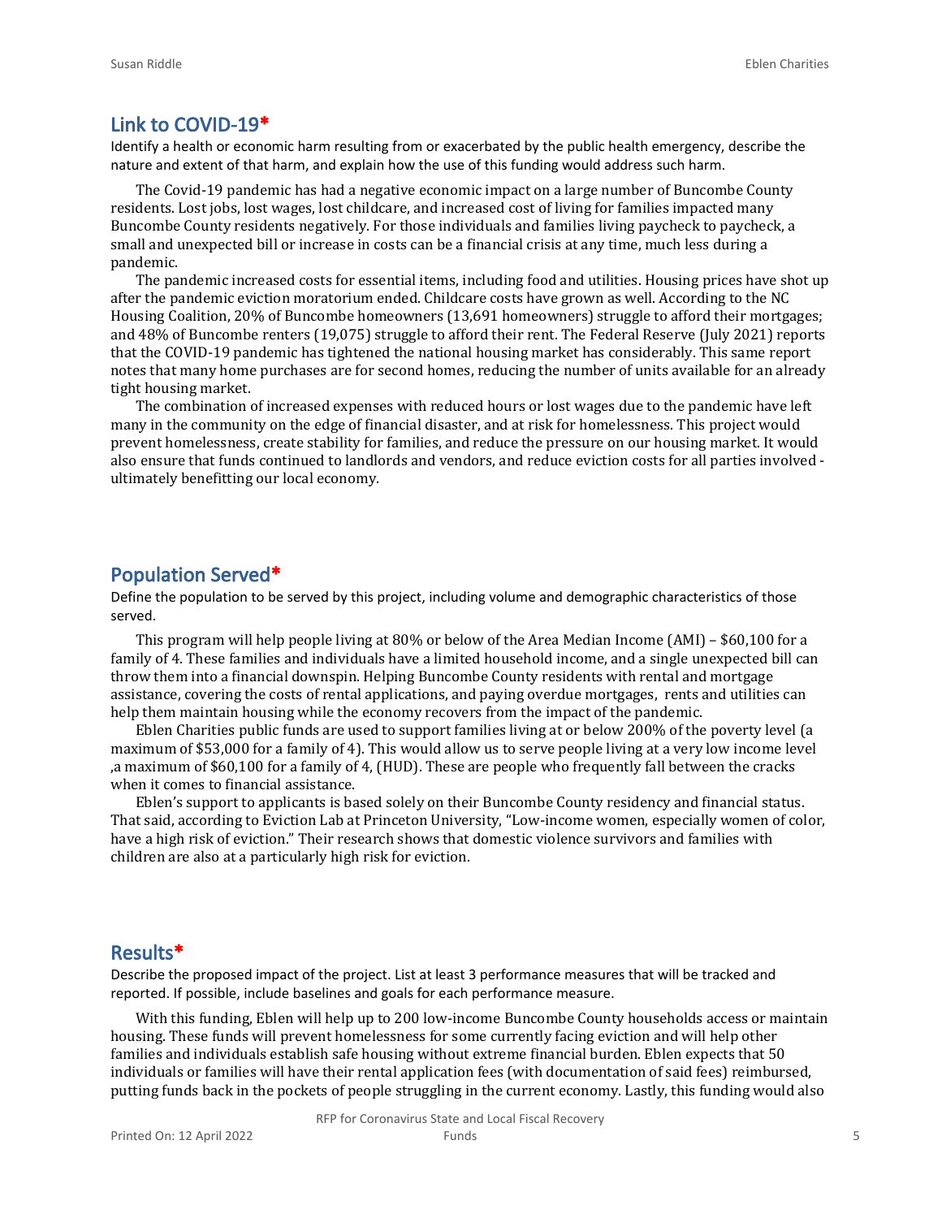## Link to COVID-19*

Identify a health or economic harm resulting from or exacerbated by the public health emergency, describe the nature and extent of that harm, and explain how the use of this funding would address such harm.

The Covid-19 pandemic has had a negative economic impact on a large number of Buncombe County residents. Lost jobs, lost wages, lost childcare, and increased cost of living for families impacted many Buncombe County residents negatively. For those individuals and families living paycheck to paycheck, a small and unexpected bill or increase in costs can be a financial crisis at any time, much less during a pandemic.

The pandemic increased costs for essential items, including food and utilities. Housing prices have shot up after the pandemic eviction moratorium ended. Childcare costs have grown as well. According to the NC Housing Coalition, 20% of Buncombe homeowners (13,691 homeowners) struggle to afford their mortgages; and 48% of Buncombe renters (19,075) struggle to afford their rent. The Federal Reserve (July 2021) reports that the COVID-19 pandemic has tightened the national housing market has considerably. This same report notes that many home purchases are for second homes, reducing the number of units available for an already tight housing market.

The combination of increased expenses with reduced hours or lost wages due to the pandemic have left many in the community on the edge of financial disaster, and at risk for homelessness. This project would prevent homelessness, create stability for families, and reduce the pressure on our housing market. It would also ensure that funds continued to landlords and vendors, and reduce eviction costs for all parties involved - ultimately benefitting our local economy.

## Population Served*

Define the population to be served by this project, including volume and demographic characteristics of those served.

This program will help people living at 80% or below of the Area Median Income (AMI) – $60,100 for a family of 4. These families and individuals have a limited household income, and a single unexpected bill can throw them into a financial downspin. Helping Buncombe County residents with rental and mortgage assistance, covering the costs of rental applications, and paying overdue mortgages, rents and utilities can help them maintain housing while the economy recovers from the impact of the pandemic.

Eblen Charities public funds are used to support families living at or below 200% of the poverty level (a maximum of $53,000 for a family of 4). This would allow us to serve people living at a very low income level ,a maximum of $60,100 for a family of 4, (HUD). These are people who frequently fall between the cracks when it comes to financial assistance.

Eblen's support to applicants is based solely on their Buncombe County residency and financial status. That said, according to Eviction Lab at Princeton University, "Low-income women, especially women of color, have a high risk of eviction." Their research shows that domestic violence survivors and families with children are also at a particularly high risk for eviction.

## Results*

Describe the proposed impact of the project. List at least 3 performance measures that will be tracked and reported. If possible, include baselines and goals for each performance measure.

With this funding, Eblen will help up to 200 low-income Buncombe County households access or maintain housing. These funds will prevent homelessness for some currently facing eviction and will help other families and individuals establish safe housing without extreme financial burden. Eblen expects that 50 individuals or families will have their rental application fees (with documentation of said fees) reimbursed, putting funds back in the pockets of people struggling in the current economy. Lastly, this funding would also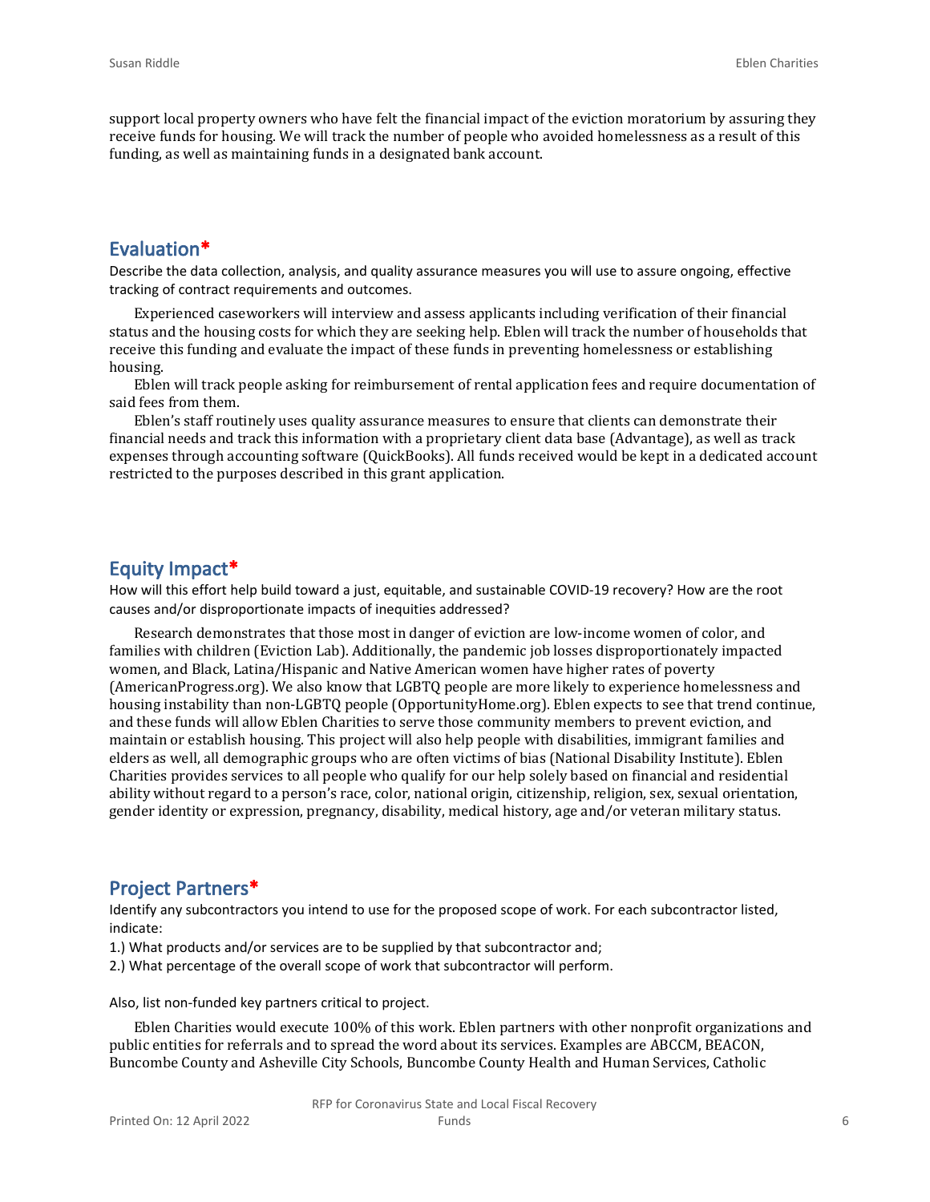support local property owners who have felt the financial impact of the eviction moratorium by assuring they receive funds for housing. We will track the number of people who avoided homelessness as a result of this funding, as well as maintaining funds in a designated bank account.

## Evaluation*

Describe the data collection, analysis, and quality assurance measures you will use to assure ongoing, effective tracking of contract requirements and outcomes.

Experienced caseworkers will interview and assess applicants including verification of their financial status and the housing costs for which they are seeking help. Eblen will track the number of households that receive this funding and evaluate the impact of these funds in preventing homelessness or establishing housing.

Eblen will track people asking for reimbursement of rental application fees and require documentation of said fees from them.

Eblen's staff routinely uses quality assurance measures to ensure that clients can demonstrate their financial needs and track this information with a proprietary client data base (Advantage), as well as track expenses through accounting software (QuickBooks). All funds received would be kept in a dedicated account restricted to the purposes described in this grant application.

## Equity Impact*

How will this effort help build toward a just, equitable, and sustainable COVID-19 recovery? How are the root causes and/or disproportionate impacts of inequities addressed?

Research demonstrates that those most in danger of eviction are low-income women of color, and families with children (Eviction Lab). Additionally, the pandemic job losses disproportionately impacted women, and Black, Latina/Hispanic and Native American women have higher rates of poverty (AmericanProgress.org). We also know that LGBTQ people are more likely to experience homelessness and housing instability than non-LGBTQ people (OpportunityHome.org). Eblen expects to see that trend continue, and these funds will allow Eblen Charities to serve those community members to prevent eviction, and maintain or establish housing. This project will also help people with disabilities, immigrant families and elders as well, all demographic groups who are often victims of bias (National Disability Institute). Eblen Charities provides services to all people who qualify for our help solely based on financial and residential ability without regard to a person's race, color, national origin, citizenship, religion, sex, sexual orientation, gender identity or expression, pregnancy, disability, medical history, age and/or veteran military status.

## Project Partners*

Identify any subcontractors you intend to use for the proposed scope of work. For each subcontractor listed, indicate:

1.) What products and/or services are to be supplied by that subcontractor and;

2.) What percentage of the overall scope of work that subcontractor will perform.

Also, list non-funded key partners critical to project.

Eblen Charities would execute 100% of this work. Eblen partners with other nonprofit organizations and public entities for referrals and to spread the word about its services. Examples are ABCCM, BEACON, Buncombe County and Asheville City Schools, Buncombe County Health and Human Services, Catholic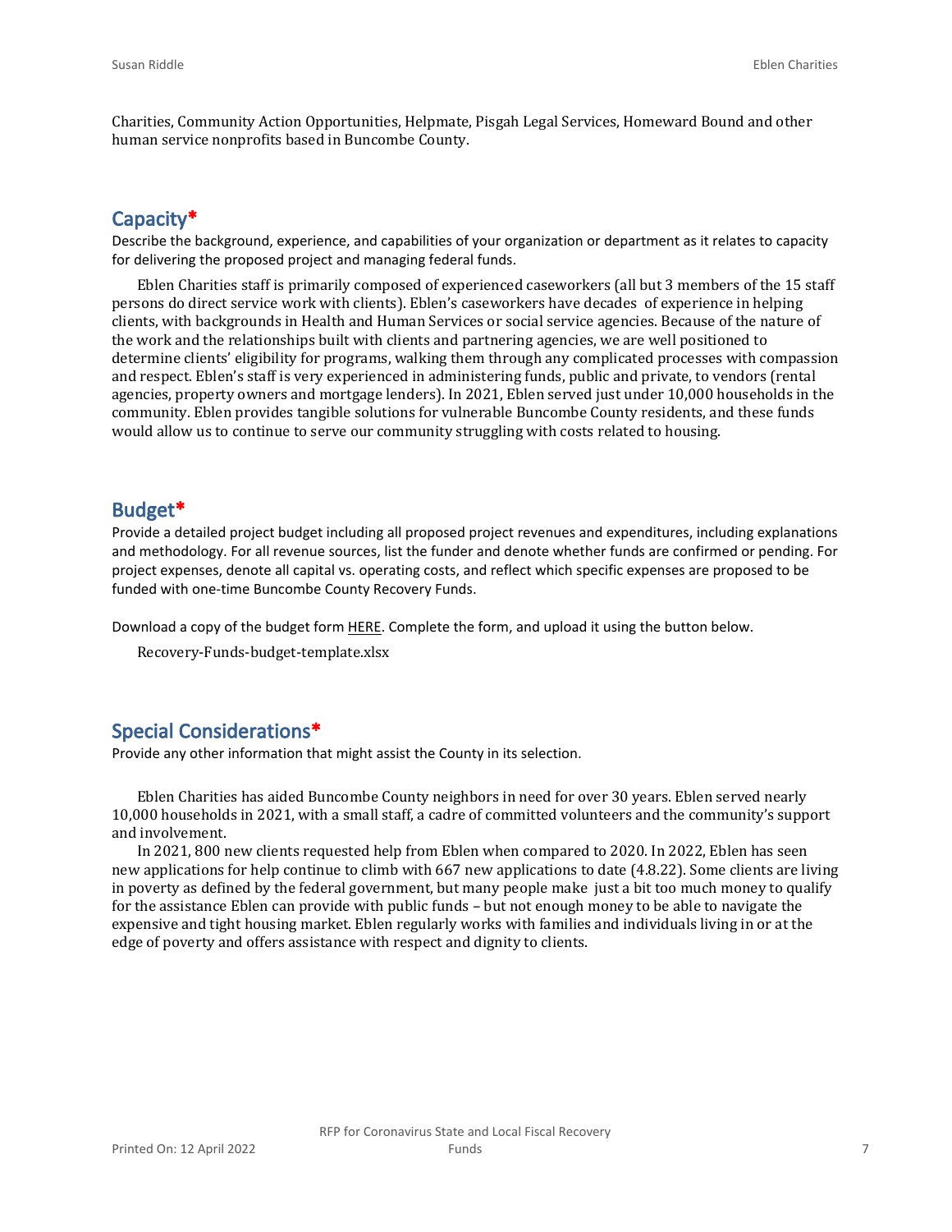Charities, Community Action Opportunities, Helpmate, Pisgah Legal Services, Homeward Bound and other human service nonprofits based in Buncombe County.

## Capacity*

Describe the background, experience, and capabilities of your organization or department as it relates to capacity for delivering the proposed project and managing federal funds.

Eblen Charities staff is primarily composed of experienced caseworkers (all but 3 members of the 15 staff persons do direct service work with clients). Eblen's caseworkers have decades of experience in helping clients, with backgrounds in Health and Human Services or social service agencies. Because of the nature of the work and the relationships built with clients and partnering agencies, we are well positioned to determine clients' eligibility for programs, walking them through any complicated processes with compassion and respect. Eblen's staff is very experienced in administering funds, public and private, to vendors (rental agencies, property owners and mortgage lenders). In 2021, Eblen served just under 10,000 households in the community. Eblen provides tangible solutions for vulnerable Buncombe County residents, and these funds would allow us to continue to serve our community struggling with costs related to housing.

## Budget*

Provide a detailed project budget including all proposed project revenues and expenditures, including explanations and methodology. For all revenue sources, list the funder and denote whether funds are confirmed or pending. For project expenses, denote all capital vs. operating costs, and reflect which specific expenses are proposed to be funded with one-time Buncombe County Recovery Funds.

Download a copy of the budget form HERE. Complete the form, and upload it using the button below.

Recovery-Funds-budget-template.xlsx

## Special Considerations*

Provide any other information that might assist the County in its selection.

Eblen Charities has aided Buncombe County neighbors in need for over 30 years. Eblen served nearly 10,000 households in 2021, with a small staff, a cadre of committed volunteers and the community's support and involvement.

In 2021, 800 new clients requested help from Eblen when compared to 2020. In 2022, Eblen has seen new applications for help continue to climb with 667 new applications to date (4.8.22). Some clients are living in poverty as defined by the federal government, but many people make just a bit too much money to qualify for the assistance Eblen can provide with public funds – but not enough money to be able to navigate the expensive and tight housing market. Eblen regularly works with families and individuals living in or at the edge of poverty and offers assistance with respect and dignity to clients.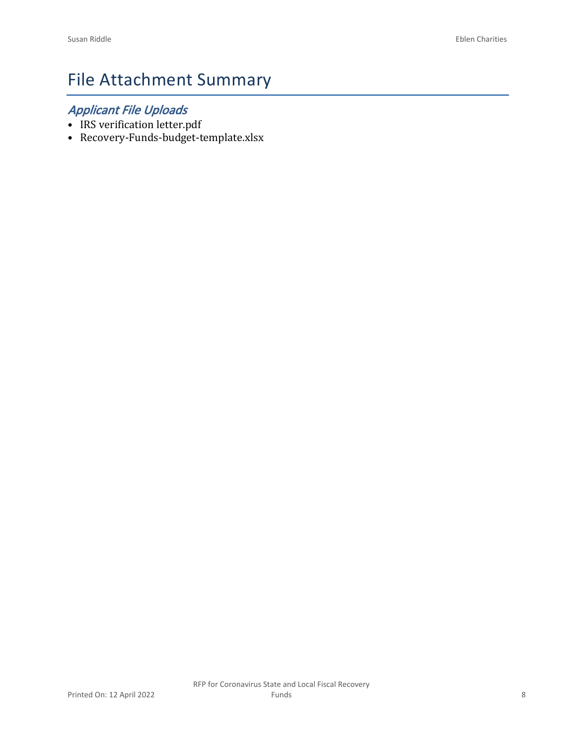# File Attachment Summary

## *Applicant File Uploads*

- IRS verification letter.pdf
- Recovery-Funds-budget-template.xlsx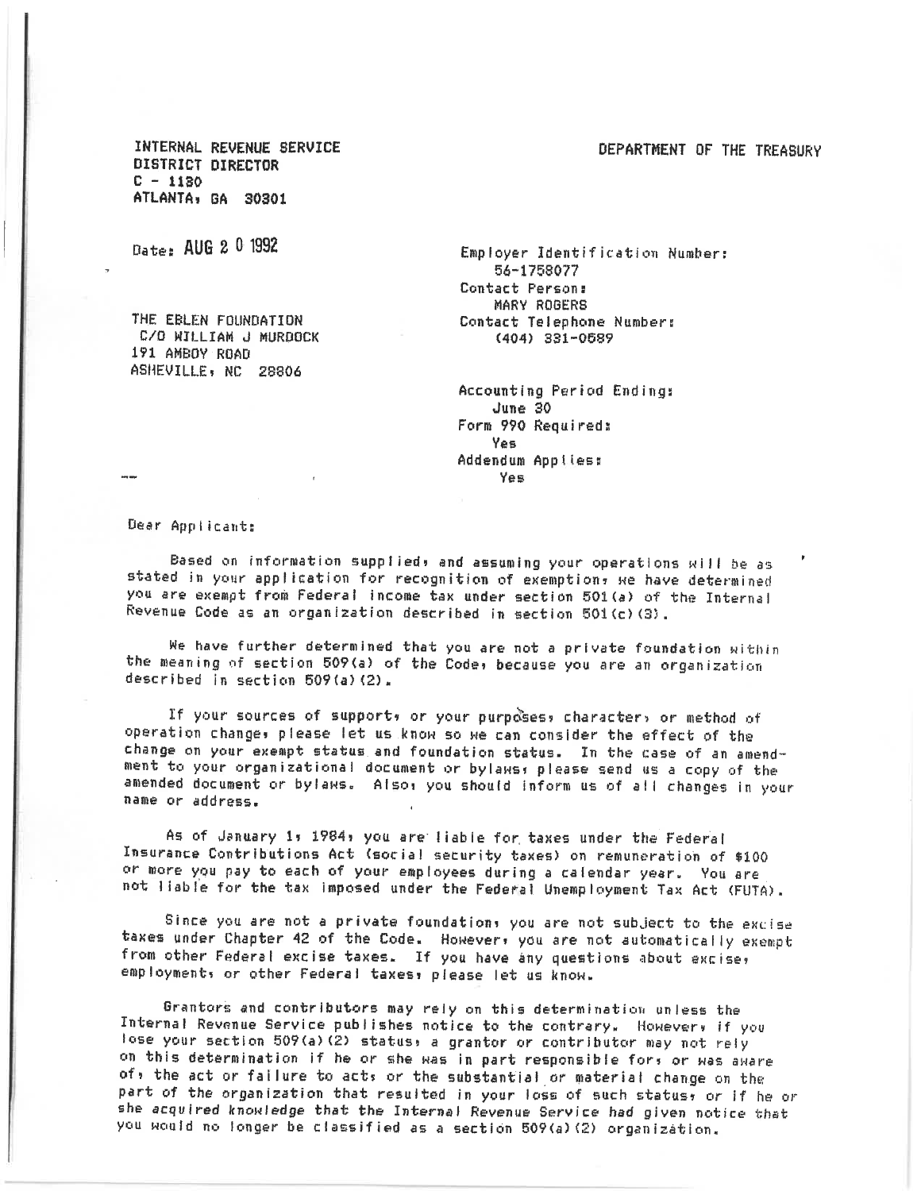INTERNAL REVENUE SERVICE
DISTRICT DIRECTOR
C - 1130
ATLANTA, GA 30301

DEPARTMENT OF THE TREASURY

Date: AUG 20 1992

THE EBLEN FOUNDATION
C/O WILLIAM J MURDOCK
191 AMBOY ROAD
ASHEVILLE, NC 28806

Employer Identification Number:
56-1758077
Contact Person:
MARY ROGERS
Contact Telephone Number:
(404) 331-0589

Accounting Period Ending:
June 30
Form 990 Required:
Yes
Addendum Applies:
Yes

Dear Applicant:

Based on information supplied, and assuming your operations will be as stated in your application for recognition of exemption, we have determined you are exempt from Federal income tax under section 501(a) of the Internal Revenue Code as an organization described in section 501(c)(3).

We have further determined that you are not a private foundation within the meaning of section 509(a) of the Code, because you are an organization described in section 509(a)(2).

If your sources of support, or your purposes, character, or method of operation change, please let us know so we can consider the effect of the change on your exempt status and foundation status. In the case of an amendment to your organizational document or bylaws, please send us a copy of the amended document or bylaws. Also, you should inform us of all changes in your name or address.

As of January 1, 1984, you are liable for taxes under the Federal Insurance Contributions Act (social security taxes) on remuneration of $100 or more you pay to each of your employees during a calendar year. You are not liable for the tax imposed under the Federal Unemployment Tax Act (FUTA).

Since you are not a private foundation, you are not subject to the excise taxes under Chapter 42 of the Code. However, you are not automatically exempt from other Federal excise taxes. If you have any questions about excise, employment, or other Federal taxes, please let us know.

Grantors and contributors may rely on this determination unless the Internal Revenue Service publishes notice to the contrary. However, if you lose your section 509(a)(2) status, a grantor or contributor may not rely on this determination if he or she was in part responsible for, or was aware of, the act or failure to act, or the substantial or material change on the part of the organization that resulted in your loss of such status, or if he or she acquired knowledge that the Internal Revenue Service had given notice that you would no longer be classified as a section 509(a)(2) organization.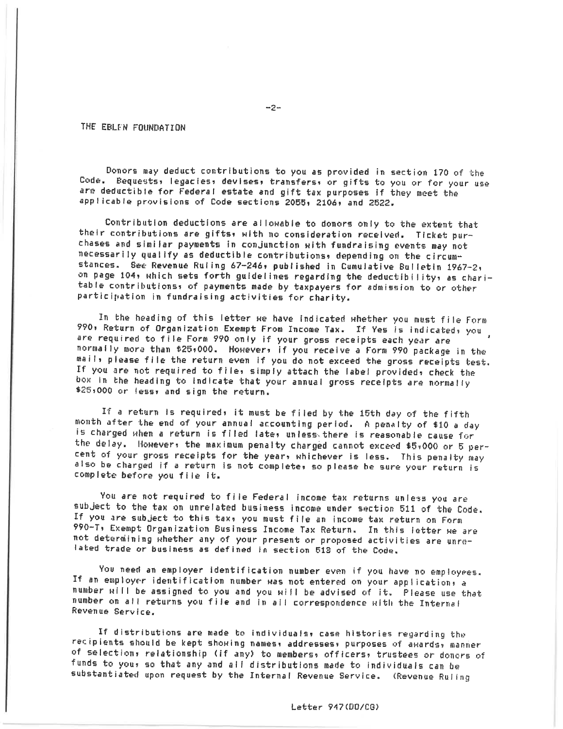THE EBLEN FOUNDATION

Donors may deduct contributions to you as provided in section 170 of the Code. Bequests, legacies, devises, transfers, or gifts to you or for your use are deductible for Federal estate and gift tax purposes if they meet the applicable provisions of Code sections 2055, 2106, and 2522.

Contribution deductions are allowable to donors only to the extent that their contributions are gifts, with no consideration received. Ticket purchases and similar payments in conjunction with fundraising events may not necessarily qualify as deductible contributions, depending on the circumstances. See Revenue Ruling 67-246, published in Cumulative Bulletin 1967-2, on page 104, which sets forth guidelines regarding the deductibility, as charitable contributions, of payments made by taxpayers for admission to or other participation in fundraising activities for charity.

In the heading of this letter we have indicated whether you must file Form 990, Return of Organization Exempt From Income Tax. If Yes is indicated, you are required to file Form 990 only if your gross receipts each year are normally more than $25,000. However, if you receive a Form 990 package in the mail, please file the return even if you do not exceed the gross receipts test. If you are not required to file, simply attach the label provided, check the box in the heading to indicate that your annual gross receipts are normally $25,000 or less, and sign the return.

If a return is required, it must be filed by the 15th day of the fifth month after the end of your annual accounting period. A penalty of $10 a day is charged when a return is filed late, unless there is reasonable cause for the delay. However, the maximum penalty charged cannot exceed $5,000 or 5 percent of your gross receipts for the year, whichever is less. This penalty may also be charged if a return is not complete, so please be sure your return is complete before you file it.

You are not required to file Federal income tax returns unless you are subject to the tax on unrelated business income under section 511 of the Code. If you are subject to this tax, you must file an income tax return on Form 990-T, Exempt Organization Business Income Tax Return. In this letter we are not determining whether any of your present or proposed activities are unrelated trade or business as defined in section 513 of the Code.

You need an employer identification number even if you have no employees. If an employer identification number was not entered on your application, a number will be assigned to you and you will be advised of it. Please use that number on all returns you file and in all correspondence with the Internal Revenue Service.

If distributions are made to individuals, case histories regarding the recipients should be kept showing names, addresses, purposes of awards, manner of selection, relationship (if any) to members, officers, trustees or donors of funds to you, so that any and all distributions made to individuals can be substantiated upon request by the Internal Revenue Service. (Revenue Ruling

Letter 947(DO/CG)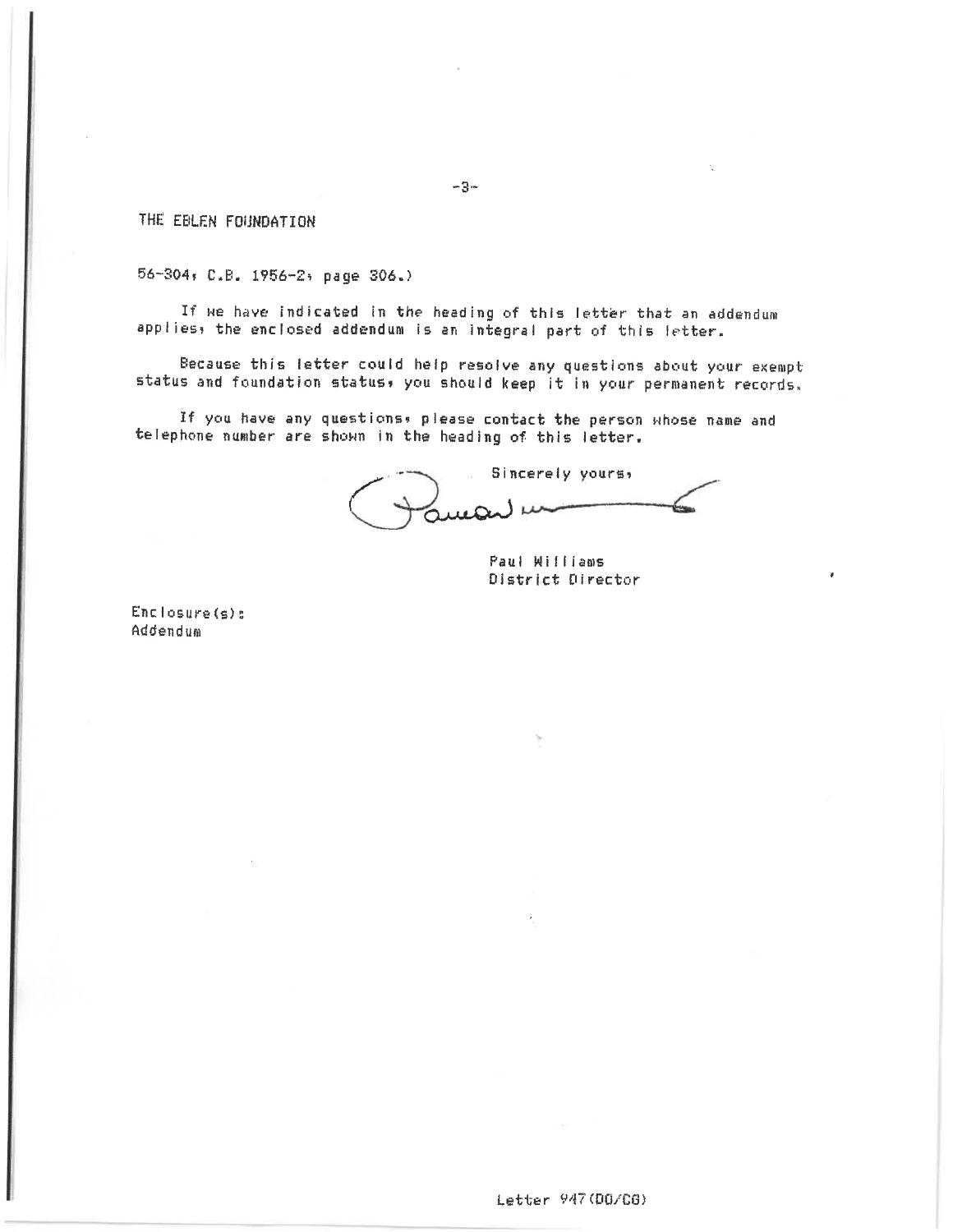THE EBLEN FOUNDATION

56-304, C.B. 1956-2, page 306.)

If we have indicated in the heading of this letter that an addendum applies, the enclosed addendum is an integral part of this letter.

Because this letter could help resolve any questions about your exempt status and foundation status, you should keep it in your permanent records.

If you have any questions, please contact the person whose name and telephone number are shown in the heading of this letter.

Sincerely yours,

Paul Williams
District Director

Enclosure(s):
Addendum

Letter 947(DO/CG)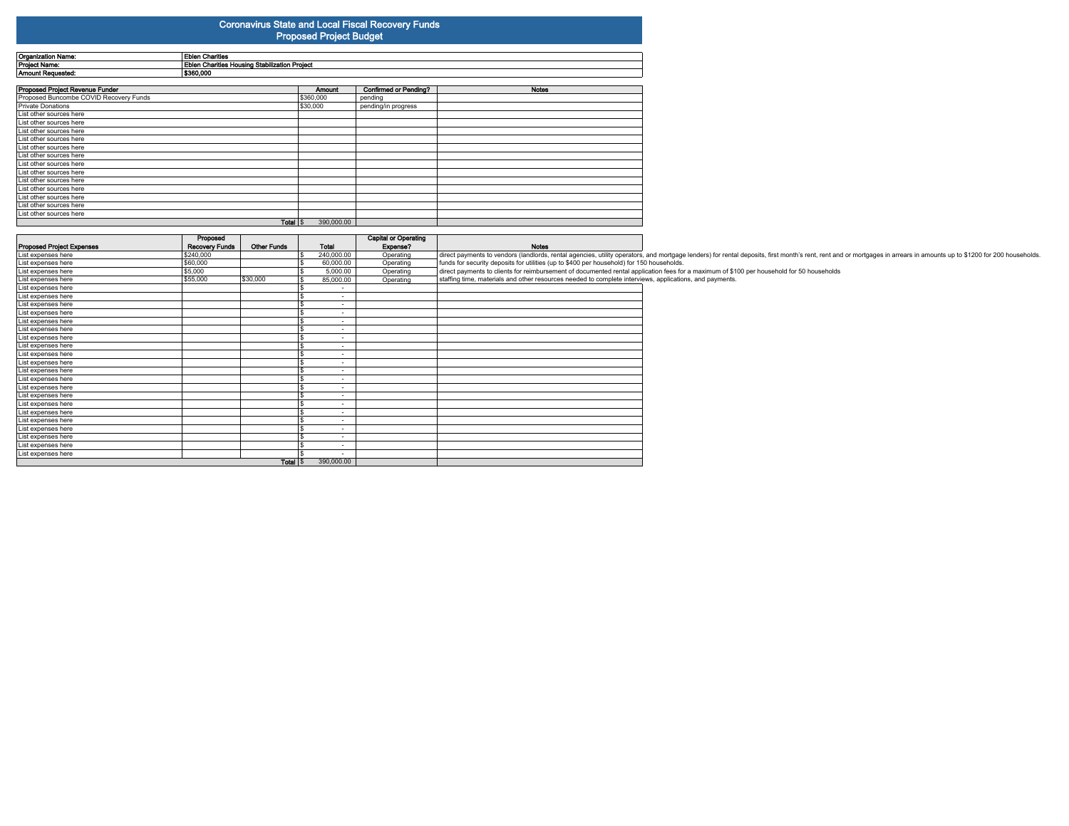# Coronavirus State and Local Fiscal Recovery Funds
## Proposed Project Budget

| | |
|---|---|
| **Organization Name:** | **Eblen Charities** |
| **Project Name:** | **Eblen Charities Housing Stabilization Project** |
| **Amount Requested:** | **$360,000** |

| Proposed Project Revenue Funder | Amount | Confirmed or Pending? | Notes |
|---|---|---|---|
| Proposed Buncombe COVID Recovery Funds | $360,000 | pending | |
| Private Donations | $30,000 | pending/in progress | |
| List other sources here | | | |
| List other sources here | | | |
| List other sources here | | | |
| List other sources here | | | |
| List other sources here | | | |
| List other sources here | | | |
| List other sources here | | | |
| List other sources here | | | |
| List other sources here | | | |
| List other sources here | | | |
| List other sources here | | | |
| List other sources here | | | |
| List other sources here | | | |
| **Total** | $ 390,000.00 | | |

| Proposed Project Expenses | Proposed Recovery Funds | Other Funds | Total | Capital or Operating Expense? | Notes |
|---|---|---|---|---|---|
| List expenses here | $240,000 | | $ 240,000.00 | Operating | direct payments to vendors (landlords, rental agencies, utility operators, and mortgage lenders) for rental deposits, first month's rent, rent and or mortgages in arrears in amounts up to $1200 for 200 households. |
| List expenses here | $60,000 | | $ 60,000.00 | Operating | funds for security deposits for utilities (up to $400 per household) for 150 households. |
| List expenses here | $5,000 | | $ 5,000.00 | Operating | direct payments to clients for reimbursement of documented rental application fees for a maximum of $100 per household for 50 households |
| List expenses here | $55,000 | $30,000 | $ 85,000.00 | Operating | staffing time, materials and other resources needed to complete interviews, applications, and payments. |
| List expenses here | | | $ - | | |
| List expenses here | | | $ - | | |
| List expenses here | | | $ - | | |
| List expenses here | | | $ - | | |
| List expenses here | | | $ - | | |
| List expenses here | | | $ - | | |
| List expenses here | | | $ - | | |
| List expenses here | | | $ - | | |
| List expenses here | | | $ - | | |
| List expenses here | | | $ - | | |
| List expenses here | | | $ - | | |
| List expenses here | | | $ - | | |
| List expenses here | | | $ - | | |
| List expenses here | | | $ - | | |
| List expenses here | | | $ - | | |
| List expenses here | | | $ - | | |
| List expenses here | | | $ - | | |
| List expenses here | | | $ - | | |
| List expenses here | | | $ - | | |
| List expenses here | | | $ - | | |
| List expenses here | | | $ - | | |
| List expenses here | | | $ - | | |
| **Total** | | | $ 390,000.00 | | |